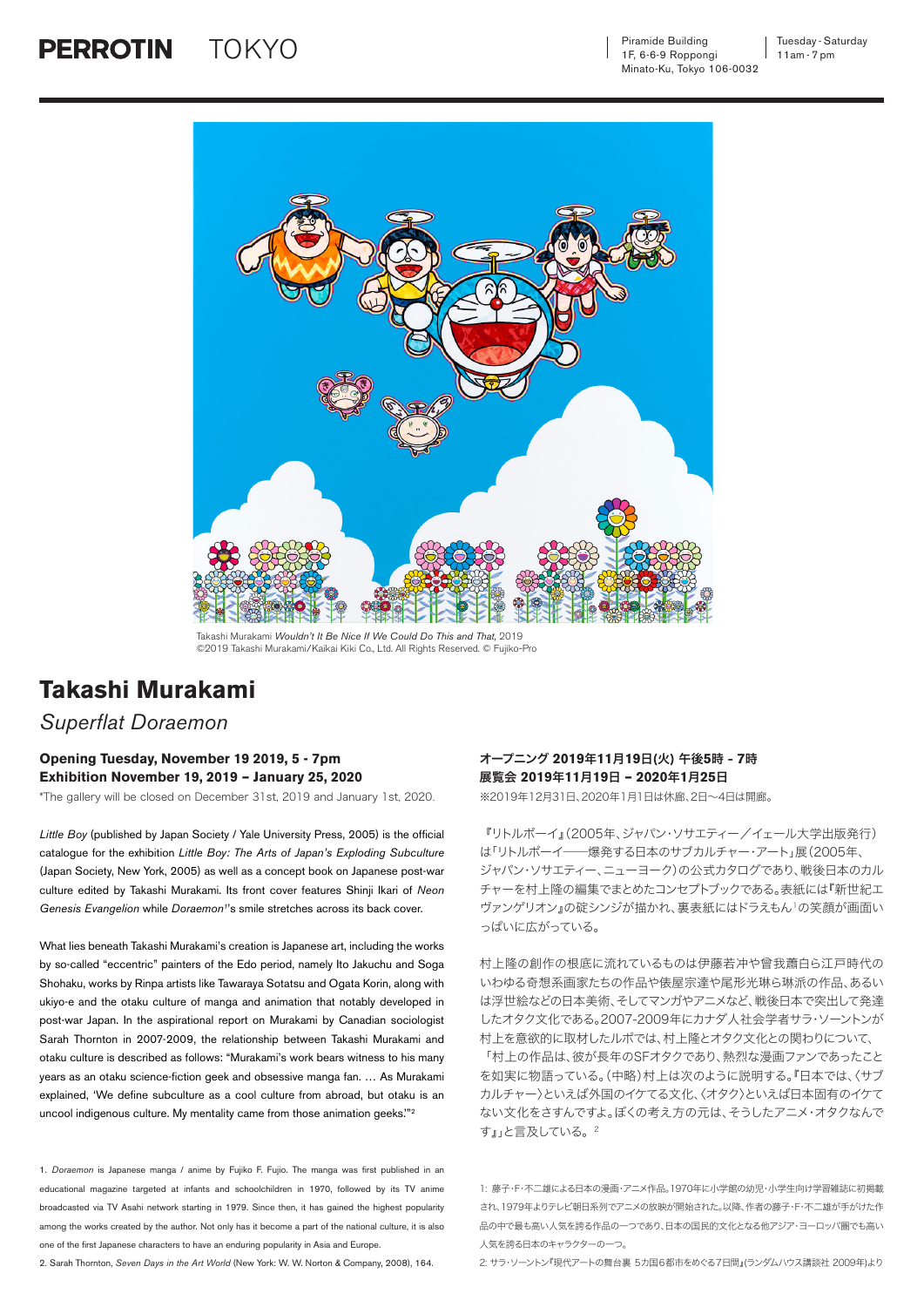PERROTIN TOKYO

Piramide Building
1F, 6-6-9 Roppongi
Minato-Ku, Tokyo 106-0032

Tuesday - Saturday
11am - 7pm

Takashi Murakami *Wouldn't It Be Nice If We Could Do This and That,* 2019
©2019 Takashi Murakami/Kaikai Kiki Co., Ltd. All Rights Reserved. © Fujiko-Pro

# Takashi Murakami

## *Superflat Doraemon*

**Opening Tuesday, November 19 2019, 5 - 7pm**
**Exhibition November 19, 2019 – January 25, 2020**

*The gallery will be closed on December 31st, 2019 and January 1st, 2020.

*Little Boy* (published by Japan Society / Yale University Press, 2005) is the official catalogue for the exhibition *Little Boy: The Arts of Japan's Exploding Subculture* (Japan Society, New York, 2005) as well as a concept book on Japanese post-war culture edited by Takashi Murakami. Its front cover features Shinji Ikari of *Neon Genesis Evangelion* while *Doraemon*[1]'s smile stretches across its back cover.

What lies beneath Takashi Murakami's creation is Japanese art, including the works by so-called "eccentric" painters of the Edo period, namely Ito Jakuchu and Soga Shohaku, works by Rinpa artists like Tawaraya Sotatsu and Ogata Korin, along with ukiyo-e and the otaku culture of manga and animation that notably developed in post-war Japan. In the aspirational report on Murakami by Canadian sociologist Sarah Thornton in 2007-2009, the relationship between Takashi Murakami and otaku culture is described as follows: "Murakami's work bears witness to his many years as an otaku science-fiction geek and obsessive manga fan. … As Murakami explained, 'We define subculture as a cool culture from abroad, but otaku is an uncool indigenous culture. My mentality came from those animation geeks.'"[2]

1. *Doraemon* is Japanese manga / anime by Fujiko F. Fujio. The manga was first published in an educational magazine targeted at infants and schoolchildren in 1970, followed by its TV anime broadcasted via TV Asahi network starting in 1979. Since then, it has gained the highest popularity among the works created by the author. Not only has it become a part of the national culture, it is also one of the first Japanese characters to have an enduring popularity in Asia and Europe.

2. Sarah Thornton, *Seven Days in the Art World* (New York: W. W. Norton & Company, 2008), 164.

**オープニング 2019年11月19日(火) 午後5時 - 7時**
**展覧会 2019年11月19日 – 2020年1月25日**

※2019年12月31日、2020年1月1日は休廊、2日〜4日は開廊。

『リトルボーイ』(2005年、ジャパン・ソサエティー／イェール大学出版発行)は「リトルボーイ――爆発する日本のサブカルチャー・アート」展(2005年、ジャパン・ソサエティー、ニューヨーク)の公式カタログであり、戦後日本のカルチャーを村上隆の編集でまとめたコンセプトブックである。表紙には『新世紀エヴァンゲリオン』の碇シンジが描かれ、裏表紙にはドラえもん[1]の笑顔が画面いっぱいに広がっている。

村上隆の創作の根底に流れているものは伊藤若冲や曾我蕭白ら江戸時代のいわゆる奇想系画家たちの作品や俵屋宗達や尾形光琳ら琳派の作品、あるいは浮世絵などの日本美術、そしてマンガやアニメなど、戦後日本で突出して発達したオタク文化である。2007-2009年にカナダ人社会学者サラ・ソーントンが村上を意欲的に取材したルポでは、村上隆とオタク文化との関わりについて、「村上の作品は、彼が長年のSFオタクであり、熱烈な漫画ファンであったことを如実に物語っている。(中略)村上は次のように説明する。『日本では、〈サブカルチャー〉といえば外国のイケてる文化、〈オタク〉といえば日本固有のイケてない文化をさすんですよ。ぼくの考え方の元は、そうしたアニメ・オタクなんです』」と言及している。[2]

1: 藤子・F・不二雄による日本の漫画・アニメ作品。1970年に小学館の幼児・小学生向け学習雑誌に初掲載され、1979年よりテレビ朝日系列でアニメの放映が開始された。以降、作者の藤子・F・不二雄が手がけた作品の中で最も高い人気を誇る作品の一つであり、日本の国民的文化となる他アジア・ヨーロッパ圏でも高い人気を誇る日本のキャラクターの一つ。

2: サラ・ソーントン『現代アートの舞台裏 5カ国6都市をめぐる7日間』(ランダムハウス講談社 2009年)より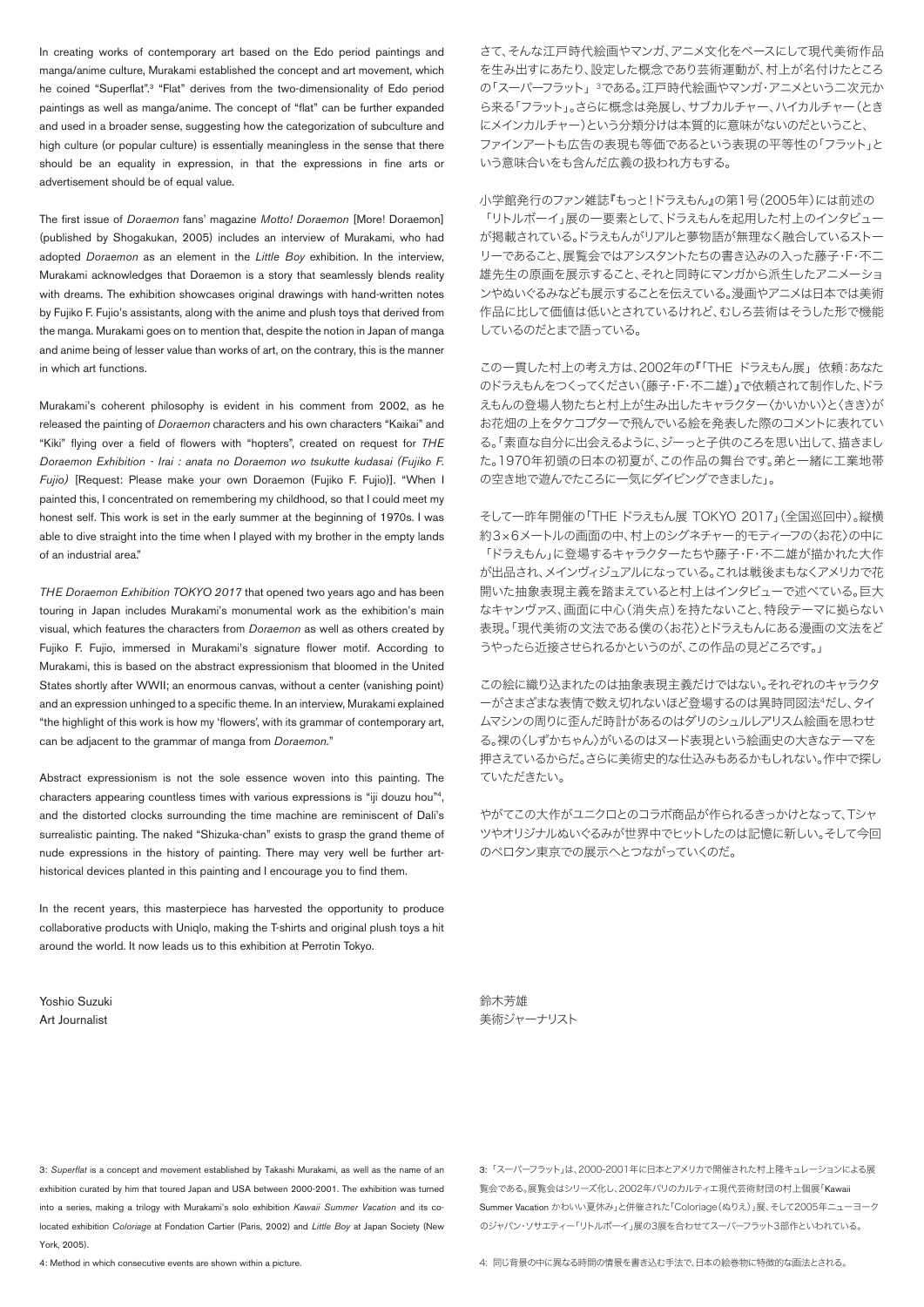In creating works of contemporary art based on the Edo period paintings and manga/anime culture, Murakami established the concept and art movement, which he coined "Superflat".[3] "Flat" derives from the two-dimensionality of Edo period paintings as well as manga/anime. The concept of "flat" can be further expanded and used in a broader sense, suggesting how the categorization of subculture and high culture (or popular culture) is essentially meaningless in the sense that there should be an equality in expression, in that the expressions in fine arts or advertisement should be of equal value.

The first issue of *Doraemon* fans' magazine *Motto! Doraemon* [More! Doraemon] (published by Shogakukan, 2005) includes an interview of Murakami, who had adopted *Doraemon* as an element in the *Little Boy* exhibition. In the interview, Murakami acknowledges that Doraemon is a story that seamlessly blends reality with dreams. The exhibition showcases original drawings with hand-written notes by Fujiko F. Fujio's assistants, along with the anime and plush toys that derived from the manga. Murakami goes on to mention that, despite the notion in Japan of manga and anime being of lesser value than works of art, on the contrary, this is the manner in which art functions.

Murakami's coherent philosophy is evident in his comment from 2002, as he released the painting of *Doraemon* characters and his own characters "Kaikai" and "Kiki" flying over a field of flowers with "hopters", created on request for *THE Doraemon Exhibition - Irai : anata no Doraemon wo tsukutte kudasai (Fujiko F. Fujio)* [Request: Please make your own Doraemon (Fujiko F. Fujio)]. "When I painted this, I concentrated on remembering my childhood, so that I could meet my honest self. This work is set in the early summer at the beginning of 1970s. I was able to dive straight into the time when I played with my brother in the empty lands of an industrial area."

*THE Doraemon Exhibition TOKYO 2017* that opened two years ago and has been touring in Japan includes Murakami's monumental work as the exhibition's main visual, which features the characters from *Doraemon* as well as others created by Fujiko F. Fujio, immersed in Murakami's signature flower motif. According to Murakami, this is based on the abstract expressionism that bloomed in the United States shortly after WWII; an enormous canvas, without a center (vanishing point) and an expression unhinged to a specific theme. In an interview, Murakami explained "the highlight of this work is how my 'flowers', with its grammar of contemporary art, can be adjacent to the grammar of manga from *Doraemon*."

Abstract expressionism is not the sole essence woven into this painting. The characters appearing countless times with various expressions is "iji douzu hou"[4], and the distorted clocks surrounding the time machine are reminiscent of Dali's surrealistic painting. The naked "Shizuka-chan" exists to grasp the grand theme of nude expressions in the history of painting. There may very well be further art-historical devices planted in this painting and I encourage you to find them.

In the recent years, this masterpiece has harvested the opportunity to produce collaborative products with Uniqlo, making the T-shirts and original plush toys a hit around the world. It now leads us to this exhibition at Perrotin Tokyo.

Yoshio Suzuki
Art Journalist

さて、そんな江戸時代絵画やマンガ、アニメ文化をベースにして現代美術作品を生み出すにあたり、設定した概念であり芸術運動が、村上が名付けたところの「スーパーフラット」[3]である。江戸時代絵画やマンガ・アニメという二次元から来る「フラット」。さらに概念は発展し、サブカルチャー、ハイカルチャー（ときにメインカルチャー）という分類分けは本質的に意味がないのだということ、ファインアートも広告の表現も等価であるという表現の平等性の「フラット」という意味合いをも含んだ広義の扱われ方もする。

小学館発行のファン雑誌『もっと！ドラえもん』の第1号（2005年）には前述の「リトルボーイ」展の一要素として、ドラえもんを起用した村上のインタビューが掲載されている。ドラえもんがリアルと夢物語が無理なく融合しているストーリーであること、展覧会ではアシスタントたちの書き込みの入った藤子・F・不二雄先生の原画を展示すること、それと同時にマンガから派生したアニメーションやぬいぐるみなども展示することを伝えている。漫画やアニメは日本では美術作品に比して価値は低いとされているけれど、むしろ芸術はそうした形で機能しているのだとまで語っている。

この一貫した村上の考え方は、2002年の『「THE ドラえもん展」依頼：あなたのドラえもんをつくってください（藤子・F・不二雄）』で依頼されて制作した、ドラえもんの登場人物たちと村上が生み出したキャラクター〈かいかい〉と〈きき〉がお花畑の上をタケコプターで飛んでいる絵を発表した際のコメントに表れている。「素直な自分に出会えるように、ジーっと子供のころを思い出して、描きました。1970年初頭の日本の初夏が、この作品の舞台です。弟と一緒に工業地帯の空き地で遊んでたころに一気にダイビングできました」。

そして一昨年開催の「THE ドラえもん展 TOKYO 2017」（全国巡回中）。縦横約3×6メートルの画面の中、村上のシグネチャー的モティーフの〈お花〉の中に「ドラえもん」に登場するキャラクターたちや藤子・F・不二雄が描かれた大作が出品され、メインヴィジュアルになっている。これは戦後まもなくアメリカで花開いた抽象表現主義を踏まえていると村上はインタビューで述べている。巨大なキャンヴァス、画面に中心（消失点）を持たないこと、特段テーマに拠らない表現。「現代美術の文法である僕の〈お花〉とドラえもんにある漫画の文法をどうやったら近接させられるかというのが、この作品の見どころです。」

この絵に織り込まれたのは抽象表現主義だけではない。それぞれのキャラクターがさまざまな表情で数え切れないほど登場するのは異時同図法[4]だし、タイムマシンの周りに歪んだ時計があるのはダリのシュルレアリスム絵画を思わせる。裸の〈しずかちゃん〉がいるのはヌード表現という絵画史の大きなテーマを押さえているからだ。さらに美術史的な仕込みもあるかもしれない。作中で探していただきたい。

やがてこの大作がユニクロとのコラボ商品が作られるきっかけとなって、Tシャツやオリジナルぬいぐるみが世界中でヒットしたのは記憶に新しい。そして今回のペロタン東京での展示へとつながっていくのだ。

鈴木芳雄
美術ジャーナリスト

---

3: *Superflat* is a concept and movement established by Takashi Murakami, as well as the name of an exhibition curated by him that toured Japan and USA between 2000-2001. The exhibition was turned into a series, making a trilogy with Murakami's solo exhibition *Kawaii Summer Vacation* and its co-located exhibition *Coloriage* at Fondation Cartier (Paris, 2002) and *Little Boy* at Japan Society (New York, 2005).

4: Method in which consecutive events are shown within a picture.

3:「スーパーフラット」は、2000-2001年に日本とアメリカで開催された村上隆キュレーションによる展覧会である。展覧会はシリーズ化し、2002年パリのカルティエ現代芸術財団の村上個展「Kawaii Summer Vacation かわいい夏休み」と併催された「Coloriage（ぬりえ）」展、そして2005年ニューヨークのジャパン・ソサエティー「リトルボーイ」展の3展を合わせてスーパーフラット3部作といわれている。

4: 同じ背景の中に異なる時間の情景を書き込む手法で、日本の絵巻物に特徴的な画法とされる。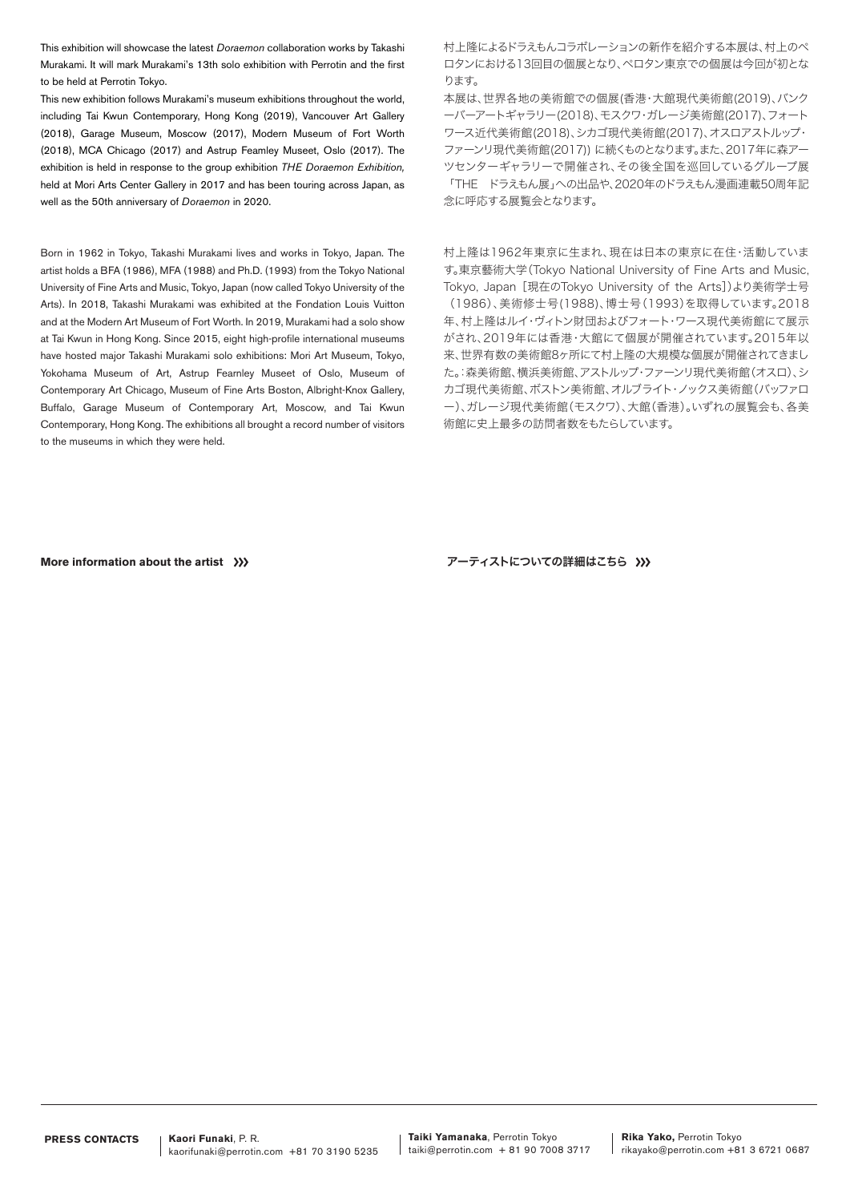This exhibition will showcase the latest *Doraemon* collaboration works by Takashi Murakami. It will mark Murakami's 13th solo exhibition with Perrotin and the first to be held at Perrotin Tokyo.

This new exhibition follows Murakami's museum exhibitions throughout the world, including Tai Kwun Contemporary, Hong Kong (2019), Vancouver Art Gallery (2018), Garage Museum, Moscow (2017), Modern Museum of Fort Worth (2018), MCA Chicago (2017) and Astrup Feamley Museet, Oslo (2017). The exhibition is held in response to the group exhibition *THE Doraemon Exhibition,* held at Mori Arts Center Gallery in 2017 and has been touring across Japan, as well as the 50th anniversary of *Doraemon* in 2020.

Born in 1962 in Tokyo, Takashi Murakami lives and works in Tokyo, Japan. The artist holds a BFA (1986), MFA (1988) and Ph.D. (1993) from the Tokyo National University of Fine Arts and Music, Tokyo, Japan (now called Tokyo University of the Arts). In 2018, Takashi Murakami was exhibited at the Fondation Louis Vuitton and at the Modern Art Museum of Fort Worth. In 2019, Murakami had a solo show at Tai Kwun in Hong Kong. Since 2015, eight high-profile international museums have hosted major Takashi Murakami solo exhibitions: Mori Art Museum, Tokyo, Yokohama Museum of Art, Astrup Fearnley Museet of Oslo, Museum of Contemporary Art Chicago, Museum of Fine Arts Boston, Albright-Knox Gallery, Buffalo, Garage Museum of Contemporary Art, Moscow, and Tai Kwun Contemporary, Hong Kong. The exhibitions all brought a record number of visitors to the museums in which they were held.

**More information about the artist ›››**

村上隆によるドラえもんコラボレーションの新作を紹介する本展は、村上のペロタンにおける13回目の個展となり、ペロタン東京での個展は今回が初となります。

本展は、世界各地の美術館での個展(香港・大館現代美術館(2019)、バンクーバーアートギャラリー(2018)、モスクワ・ガレージ美術館(2017)、フォートワース近代美術館(2018)、シカゴ現代美術館(2017)、オスロアストルップ・ファーンリ現代美術館(2017)) に続くものとなります。また、2017年に森アーツセンターギャラリーで開催され、その後全国を巡回しているグループ展「THE　ドラえもん展」への出品や、2020年のドラえもん漫画連載50周年記念に呼応する展覧会となります。

村上隆は1962年東京に生まれ、現在は日本の東京に在住・活動しています。東京藝術大学（Tokyo National University of Fine Arts and Music, Tokyo, Japan［現在のTokyo University of the Arts］)より美術学士号（1986）、美術修士号(1988)、博士号（1993）を取得しています。2018年、村上隆はルイ・ヴィトン財団およびフォート・ワース現代美術館にて展示がされ、2019年には香港・大館にて個展が開催されています。2015年以来、世界有数の美術館8ヶ所にて村上隆の大規模な個展が開催されてきました。：森美術館、横浜美術館、アストルップ・ファーンリ現代美術館（オスロ）、シカゴ現代美術館、ボストン美術館、オルブライト・ノックス美術館（バッファロー）、ガレージ現代美術館（モスクワ）、大館（香港）。いずれの展覧会も、各美術館に史上最多の訪問者数をもたらしています。

**アーティストについての詳細はこちら ›››**

**PRESS CONTACTS**

**Kaori Funaki**, P. R.
kaorifunaki@perrotin.com +81 70 3190 5235

**Taiki Yamanaka**, Perrotin Tokyo
taiki@perrotin.com + 81 90 7008 3717

**Rika Yako,** Perrotin Tokyo
rikayako@perrotin.com +81 3 6721 0687